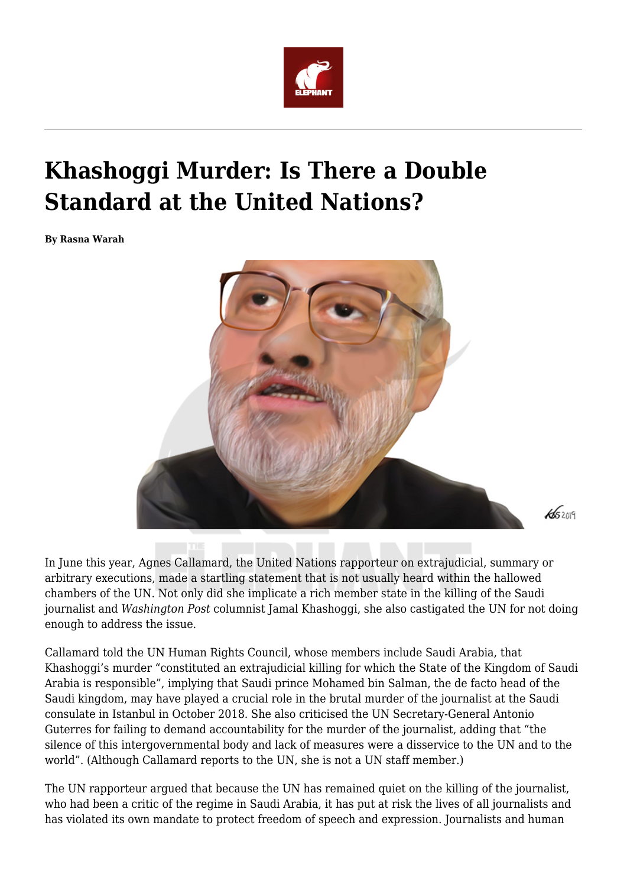# Khashoggi Murder: Is There a Double Standard at the United Nations?

**By Rasna Warah**

In June this year, Agnes Callamard, the United Nations rapporteur on extrajudicial, summary or arbitrary executions, made a startling statement that is not usually heard within the hallowed chambers of the UN. Not only did she implicate a rich member state in the killing of the Saudi journalist and *Washington Post* columnist Jamal Khashoggi, she also castigated the UN for not doing enough to address the issue.

Callamard told the UN Human Rights Council, whose members include Saudi Arabia, that Khashoggi's murder "constituted an extrajudicial killing for which the State of the Kingdom of Saudi Arabia is responsible", implying that Saudi prince Mohamed bin Salman, the de facto head of the Saudi kingdom, may have played a crucial role in the brutal murder of the journalist at the Saudi consulate in Istanbul in October 2018. She also criticised the UN Secretary-General Antonio Guterres for failing to demand accountability for the murder of the journalist, adding that "the silence of this intergovernmental body and lack of measures were a disservice to the UN and to the world". (Although Callamard reports to the UN, she is not a UN staff member.)

The UN rapporteur argued that because the UN has remained quiet on the killing of the journalist, who had been a critic of the regime in Saudi Arabia, it has put at risk the lives of all journalists and has violated its own mandate to protect freedom of speech and expression. Journalists and human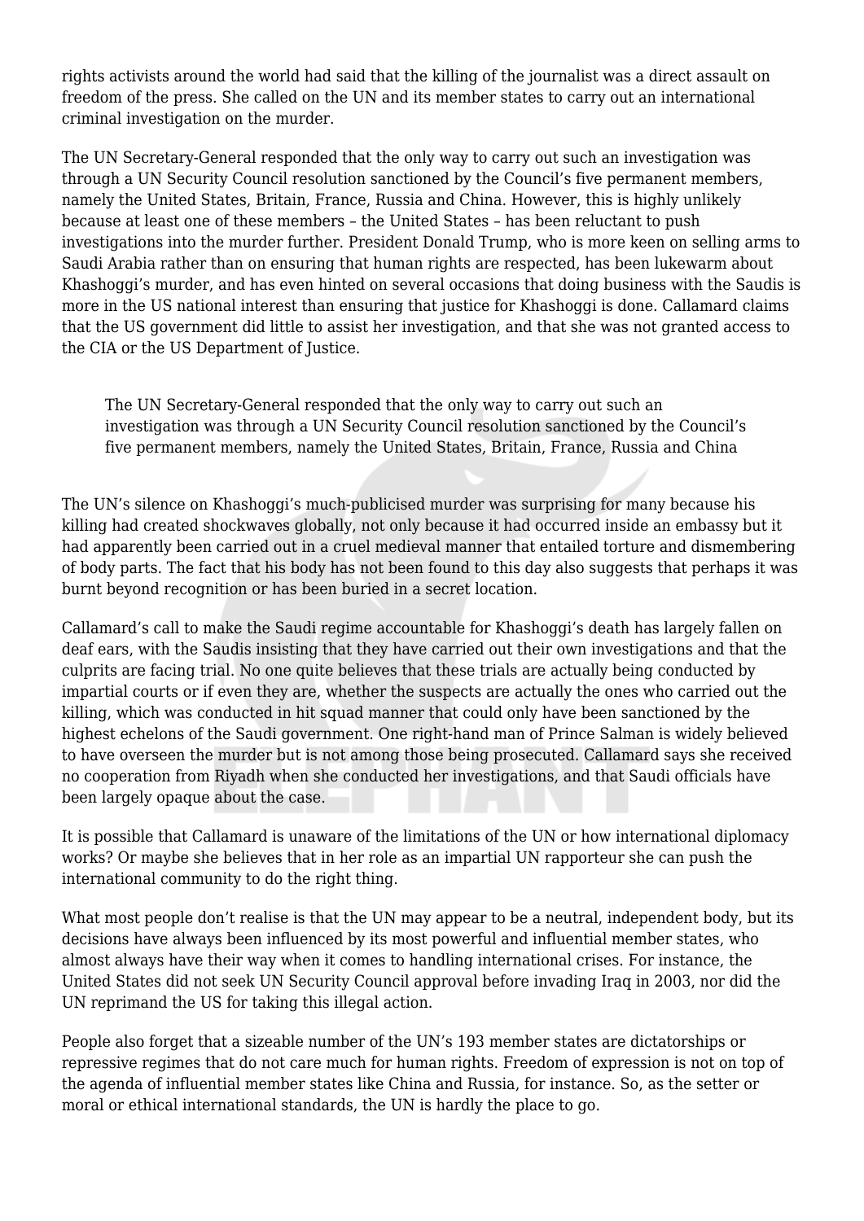rights activists around the world had said that the killing of the journalist was a direct assault on freedom of the press. She called on the UN and its member states to carry out an international criminal investigation on the murder.

The UN Secretary-General responded that the only way to carry out such an investigation was through a UN Security Council resolution sanctioned by the Council's five permanent members, namely the United States, Britain, France, Russia and China. However, this is highly unlikely because at least one of these members – the United States – has been reluctant to push investigations into the murder further. President Donald Trump, who is more keen on selling arms to Saudi Arabia rather than on ensuring that human rights are respected, has been lukewarm about Khashoggi's murder, and has even hinted on several occasions that doing business with the Saudis is more in the US national interest than ensuring that justice for Khashoggi is done. Callamard claims that the US government did little to assist her investigation, and that she was not granted access to the CIA or the US Department of Justice.

> The UN Secretary-General responded that the only way to carry out such an investigation was through a UN Security Council resolution sanctioned by the Council's five permanent members, namely the United States, Britain, France, Russia and China

The UN's silence on Khashoggi's much-publicised murder was surprising for many because his killing had created shockwaves globally, not only because it had occurred inside an embassy but it had apparently been carried out in a cruel medieval manner that entailed torture and dismembering of body parts. The fact that his body has not been found to this day also suggests that perhaps it was burnt beyond recognition or has been buried in a secret location.

Callamard's call to make the Saudi regime accountable for Khashoggi's death has largely fallen on deaf ears, with the Saudis insisting that they have carried out their own investigations and that the culprits are facing trial. No one quite believes that these trials are actually being conducted by impartial courts or if even they are, whether the suspects are actually the ones who carried out the killing, which was conducted in hit squad manner that could only have been sanctioned by the highest echelons of the Saudi government. One right-hand man of Prince Salman is widely believed to have overseen the murder but is not among those being prosecuted. Callamard says she received no cooperation from Riyadh when she conducted her investigations, and that Saudi officials have been largely opaque about the case.

It is possible that Callamard is unaware of the limitations of the UN or how international diplomacy works? Or maybe she believes that in her role as an impartial UN rapporteur she can push the international community to do the right thing.

What most people don't realise is that the UN may appear to be a neutral, independent body, but its decisions have always been influenced by its most powerful and influential member states, who almost always have their way when it comes to handling international crises. For instance, the United States did not seek UN Security Council approval before invading Iraq in 2003, nor did the UN reprimand the US for taking this illegal action.

People also forget that a sizeable number of the UN's 193 member states are dictatorships or repressive regimes that do not care much for human rights. Freedom of expression is not on top of the agenda of influential member states like China and Russia, for instance. So, as the setter or moral or ethical international standards, the UN is hardly the place to go.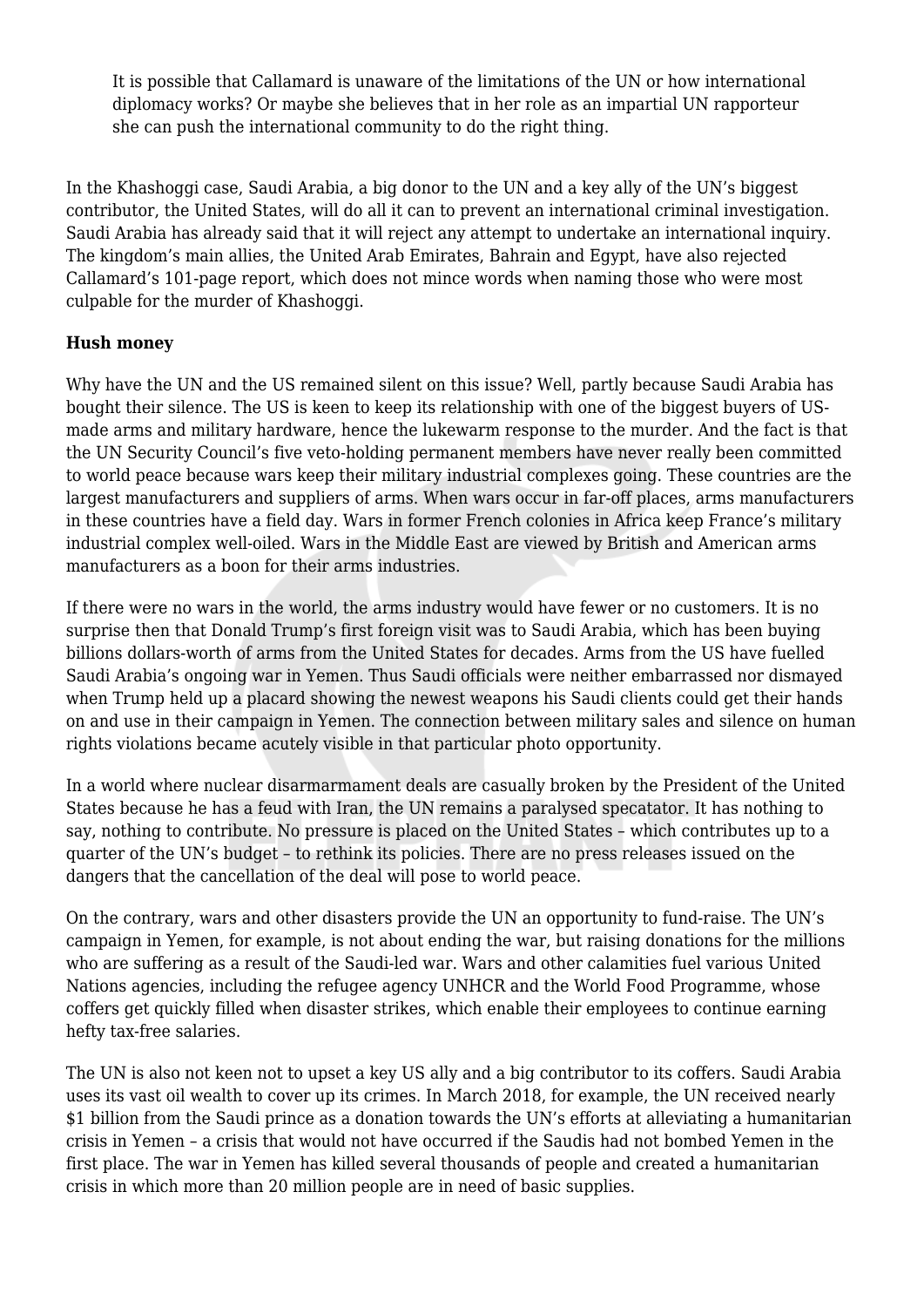> It is possible that Callamard is unaware of the limitations of the UN or how international diplomacy works? Or maybe she believes that in her role as an impartial UN rapporteur she can push the international community to do the right thing.

In the Khashoggi case, Saudi Arabia, a big donor to the UN and a key ally of the UN's biggest contributor, the United States, will do all it can to prevent an international criminal investigation. Saudi Arabia has already said that it will reject any attempt to undertake an international inquiry. The kingdom's main allies, the United Arab Emirates, Bahrain and Egypt, have also rejected Callamard's 101-page report, which does not mince words when naming those who were most culpable for the murder of Khashoggi.

**Hush money**

Why have the UN and the US remained silent on this issue? Well, partly because Saudi Arabia has bought their silence. The US is keen to keep its relationship with one of the biggest buyers of US-made arms and military hardware, hence the lukewarm response to the murder. And the fact is that the UN Security Council's five veto-holding permanent members have never really been committed to world peace because wars keep their military industrial complexes going. These countries are the largest manufacturers and suppliers of arms. When wars occur in far-off places, arms manufacturers in these countries have a field day. Wars in former French colonies in Africa keep France's military industrial complex well-oiled. Wars in the Middle East are viewed by British and American arms manufacturers as a boon for their arms industries.

If there were no wars in the world, the arms industry would have fewer or no customers. It is no surprise then that Donald Trump's first foreign visit was to Saudi Arabia, which has been buying billions dollars-worth of arms from the United States for decades. Arms from the US have fuelled Saudi Arabia's ongoing war in Yemen. Thus Saudi officials were neither embarrassed nor dismayed when Trump held up a placard showing the newest weapons his Saudi clients could get their hands on and use in their campaign in Yemen. The connection between military sales and silence on human rights violations became acutely visible in that particular photo opportunity.

In a world where nuclear disarmarmament deals are casually broken by the President of the United States because he has a feud with Iran, the UN remains a paralysed specatator. It has nothing to say, nothing to contribute. No pressure is placed on the United States – which contributes up to a quarter of the UN's budget – to rethink its policies. There are no press releases issued on the dangers that the cancellation of the deal will pose to world peace.

On the contrary, wars and other disasters provide the UN an opportunity to fund-raise. The UN's campaign in Yemen, for example, is not about ending the war, but raising donations for the millions who are suffering as a result of the Saudi-led war. Wars and other calamities fuel various United Nations agencies, including the refugee agency UNHCR and the World Food Programme, whose coffers get quickly filled when disaster strikes, which enable their employees to continue earning hefty tax-free salaries.

The UN is also not keen not to upset a key US ally and a big contributor to its coffers. Saudi Arabia uses its vast oil wealth to cover up its crimes. In March 2018, for example, the UN received nearly $1 billion from the Saudi prince as a donation towards the UN's efforts at alleviating a humanitarian crisis in Yemen – a crisis that would not have occurred if the Saudis had not bombed Yemen in the first place. The war in Yemen has killed several thousands of people and created a humanitarian crisis in which more than 20 million people are in need of basic supplies.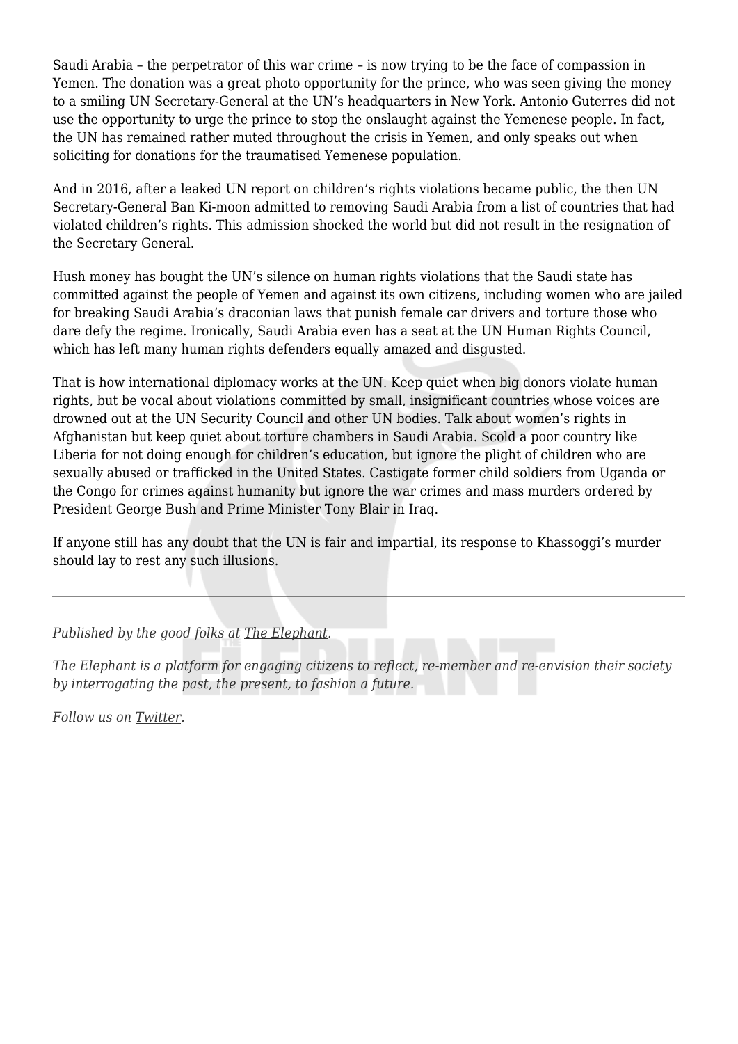Saudi Arabia – the perpetrator of this war crime – is now trying to be the face of compassion in Yemen. The donation was a great photo opportunity for the prince, who was seen giving the money to a smiling UN Secretary-General at the UN's headquarters in New York. Antonio Guterres did not use the opportunity to urge the prince to stop the onslaught against the Yemenese people. In fact, the UN has remained rather muted throughout the crisis in Yemen, and only speaks out when soliciting for donations for the traumatised Yemenese population.

And in 2016, after a leaked UN report on children's rights violations became public, the then UN Secretary-General Ban Ki-moon admitted to removing Saudi Arabia from a list of countries that had violated children's rights. This admission shocked the world but did not result in the resignation of the Secretary General.

Hush money has bought the UN's silence on human rights violations that the Saudi state has committed against the people of Yemen and against its own citizens, including women who are jailed for breaking Saudi Arabia's draconian laws that punish female car drivers and torture those who dare defy the regime. Ironically, Saudi Arabia even has a seat at the UN Human Rights Council, which has left many human rights defenders equally amazed and disgusted.

That is how international diplomacy works at the UN. Keep quiet when big donors violate human rights, but be vocal about violations committed by small, insignificant countries whose voices are drowned out at the UN Security Council and other UN bodies. Talk about women's rights in Afghanistan but keep quiet about torture chambers in Saudi Arabia. Scold a poor country like Liberia for not doing enough for children's education, but ignore the plight of children who are sexually abused or trafficked in the United States. Castigate former child soldiers from Uganda or the Congo for crimes against humanity but ignore the war crimes and mass murders ordered by President George Bush and Prime Minister Tony Blair in Iraq.

If anyone still has any doubt that the UN is fair and impartial, its response to Khassoggi's murder should lay to rest any such illusions.

---

*Published by the good folks at The Elephant.*

*The Elephant is a platform for engaging citizens to reflect, re-member and re-envision their society by interrogating the past, the present, to fashion a future.*

*Follow us on Twitter.*